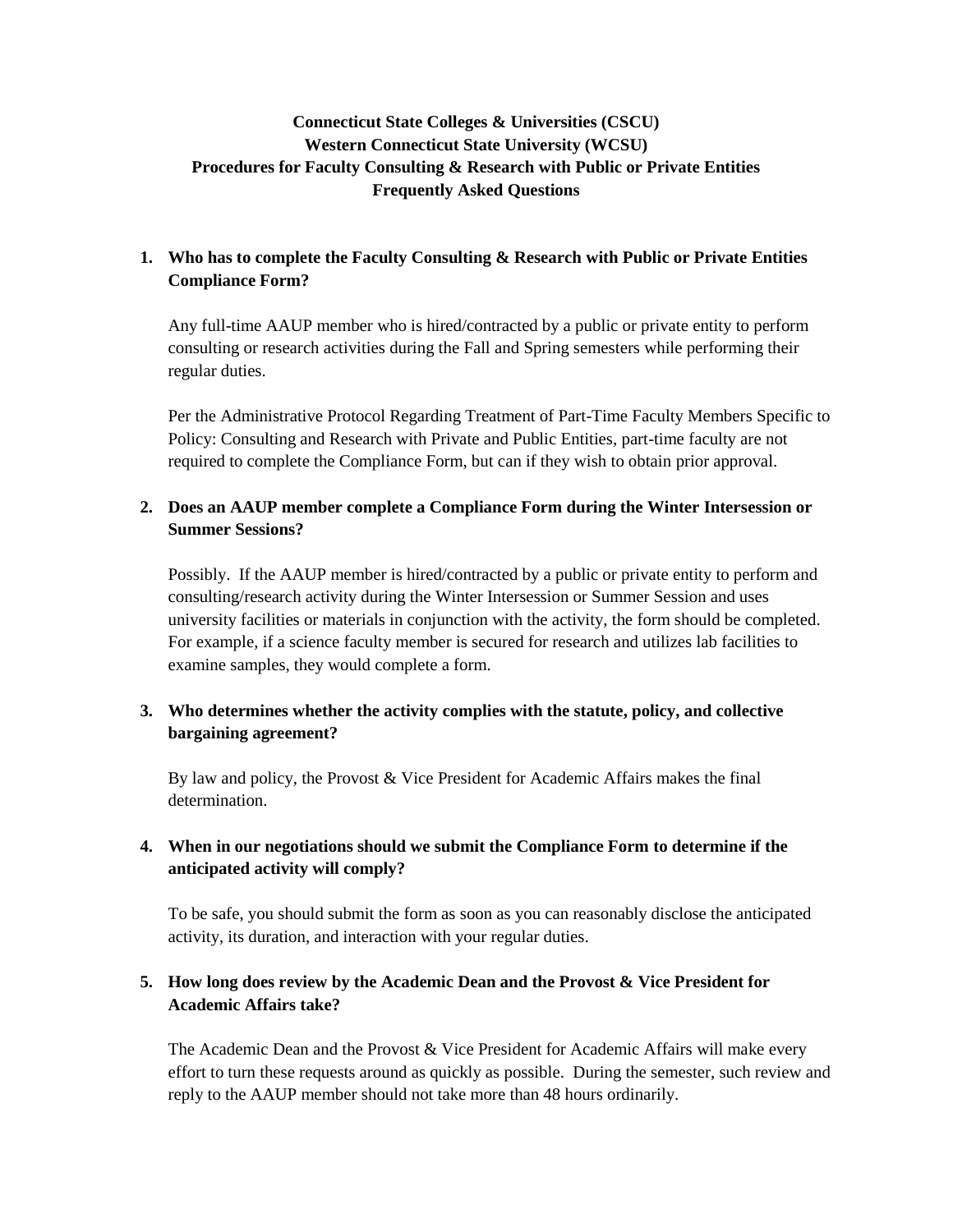# Connecticut State Colleges & Universities (CSCU)
# Western Connecticut State University (WCSU)
# Procedures for Faculty Consulting & Research with Public or Private Entities
# Frequently Asked Questions

1. **Who has to complete the Faculty Consulting & Research with Public or Private Entities Compliance Form?**

   Any full-time AAUP member who is hired/contracted by a public or private entity to perform consulting or research activities during the Fall and Spring semesters while performing their regular duties.

   Per the Administrative Protocol Regarding Treatment of Part-Time Faculty Members Specific to Policy: Consulting and Research with Private and Public Entities, part-time faculty are not required to complete the Compliance Form, but can if they wish to obtain prior approval.

2. **Does an AAUP member complete a Compliance Form during the Winter Intersession or Summer Sessions?**

   Possibly. If the AAUP member is hired/contracted by a public or private entity to perform and consulting/research activity during the Winter Intersession or Summer Session and uses university facilities or materials in conjunction with the activity, the form should be completed. For example, if a science faculty member is secured for research and utilizes lab facilities to examine samples, they would complete a form.

3. **Who determines whether the activity complies with the statute, policy, and collective bargaining agreement?**

   By law and policy, the Provost & Vice President for Academic Affairs makes the final determination.

4. **When in our negotiations should we submit the Compliance Form to determine if the anticipated activity will comply?**

   To be safe, you should submit the form as soon as you can reasonably disclose the anticipated activity, its duration, and interaction with your regular duties.

5. **How long does review by the Academic Dean and the Provost & Vice President for Academic Affairs take?**

   The Academic Dean and the Provost & Vice President for Academic Affairs will make every effort to turn these requests around as quickly as possible. During the semester, such review and reply to the AAUP member should not take more than 48 hours ordinarily.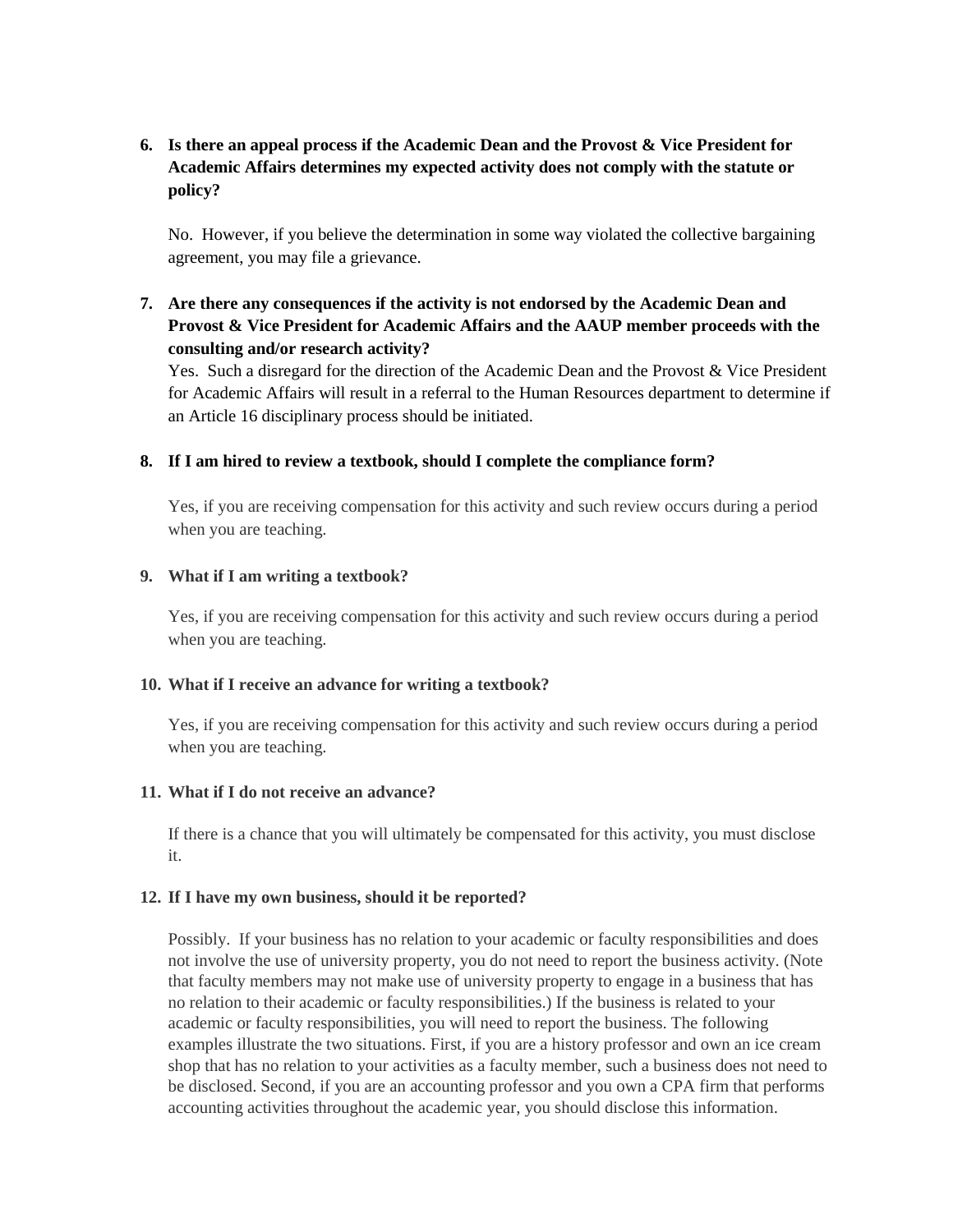6. **Is there an appeal process if the Academic Dean and the Provost & Vice President for Academic Affairs determines my expected activity does not comply with the statute or policy?**

   No. However, if you believe the determination in some way violated the collective bargaining agreement, you may file a grievance.

7. **Are there any consequences if the activity is not endorsed by the Academic Dean and Provost & Vice President for Academic Affairs and the AAUP member proceeds with the consulting and/or research activity?**

   Yes. Such a disregard for the direction of the Academic Dean and the Provost & Vice President for Academic Affairs will result in a referral to the Human Resources department to determine if an Article 16 disciplinary process should be initiated.

8. **If I am hired to review a textbook, should I complete the compliance form?**

   Yes, if you are receiving compensation for this activity and such review occurs during a period when you are teaching.

9. **What if I am writing a textbook?**

   Yes, if you are receiving compensation for this activity and such review occurs during a period when you are teaching.

10. **What if I receive an advance for writing a textbook?**

    Yes, if you are receiving compensation for this activity and such review occurs during a period when you are teaching.

11. **What if I do not receive an advance?**

    If there is a chance that you will ultimately be compensated for this activity, you must disclose it.

12. **If I have my own business, should it be reported?**

    Possibly. If your business has no relation to your academic or faculty responsibilities and does not involve the use of university property, you do not need to report the business activity. (Note that faculty members may not make use of university property to engage in a business that has no relation to their academic or faculty responsibilities.) If the business is related to your academic or faculty responsibilities, you will need to report the business. The following examples illustrate the two situations. First, if you are a history professor and own an ice cream shop that has no relation to your activities as a faculty member, such a business does not need to be disclosed. Second, if you are an accounting professor and you own a CPA firm that performs accounting activities throughout the academic year, you should disclose this information.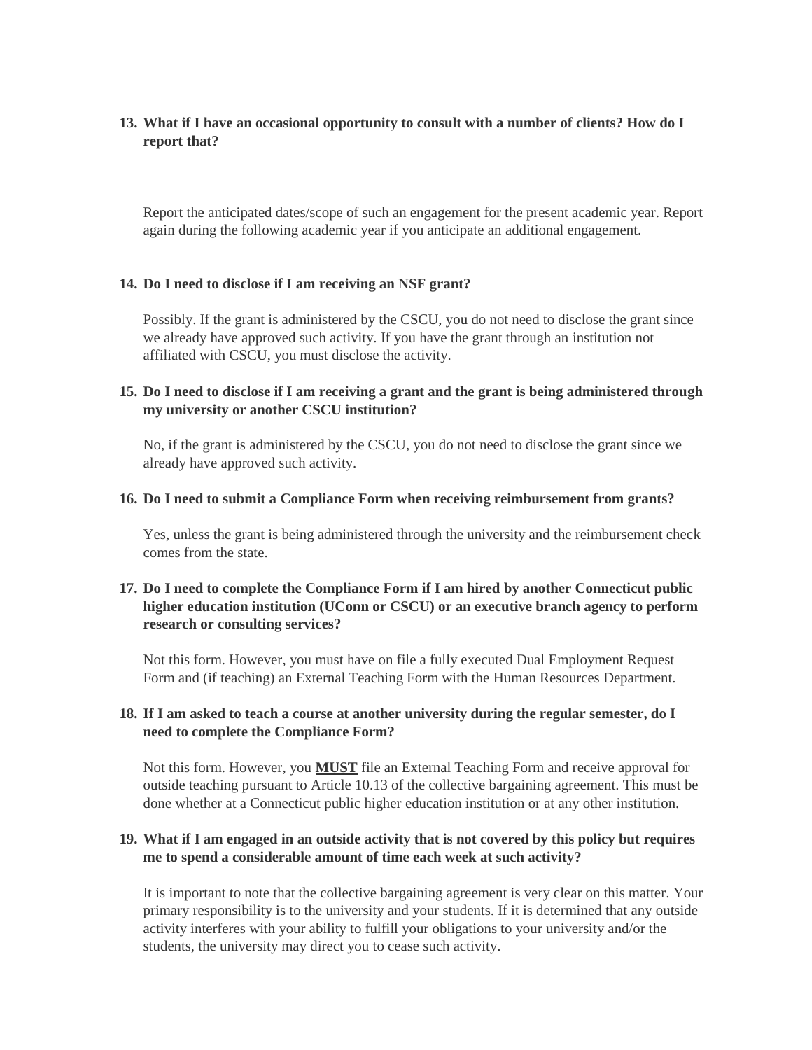**13. What if I have an occasional opportunity to consult with a number of clients? How do I report that?**

Report the anticipated dates/scope of such an engagement for the present academic year. Report again during the following academic year if you anticipate an additional engagement.

**14. Do I need to disclose if I am receiving an NSF grant?**

Possibly. If the grant is administered by the CSCU, you do not need to disclose the grant since we already have approved such activity. If you have the grant through an institution not affiliated with CSCU, you must disclose the activity.

**15. Do I need to disclose if I am receiving a grant and the grant is being administered through my university or another CSCU institution?**

No, if the grant is administered by the CSCU, you do not need to disclose the grant since we already have approved such activity.

**16. Do I need to submit a Compliance Form when receiving reimbursement from grants?**

Yes, unless the grant is being administered through the university and the reimbursement check comes from the state.

**17. Do I need to complete the Compliance Form if I am hired by another Connecticut public higher education institution (UConn or CSCU) or an executive branch agency to perform research or consulting services?**

Not this form. However, you must have on file a fully executed Dual Employment Request Form and (if teaching) an External Teaching Form with the Human Resources Department.

**18. If I am asked to teach a course at another university during the regular semester, do I need to complete the Compliance Form?**

Not this form. However, you <u>**MUST**</u> file an External Teaching Form and receive approval for outside teaching pursuant to Article 10.13 of the collective bargaining agreement. This must be done whether at a Connecticut public higher education institution or at any other institution.

**19. What if I am engaged in an outside activity that is not covered by this policy but requires me to spend a considerable amount of time each week at such activity?**

It is important to note that the collective bargaining agreement is very clear on this matter. Your primary responsibility is to the university and your students. If it is determined that any outside activity interferes with your ability to fulfill your obligations to your university and/or the students, the university may direct you to cease such activity.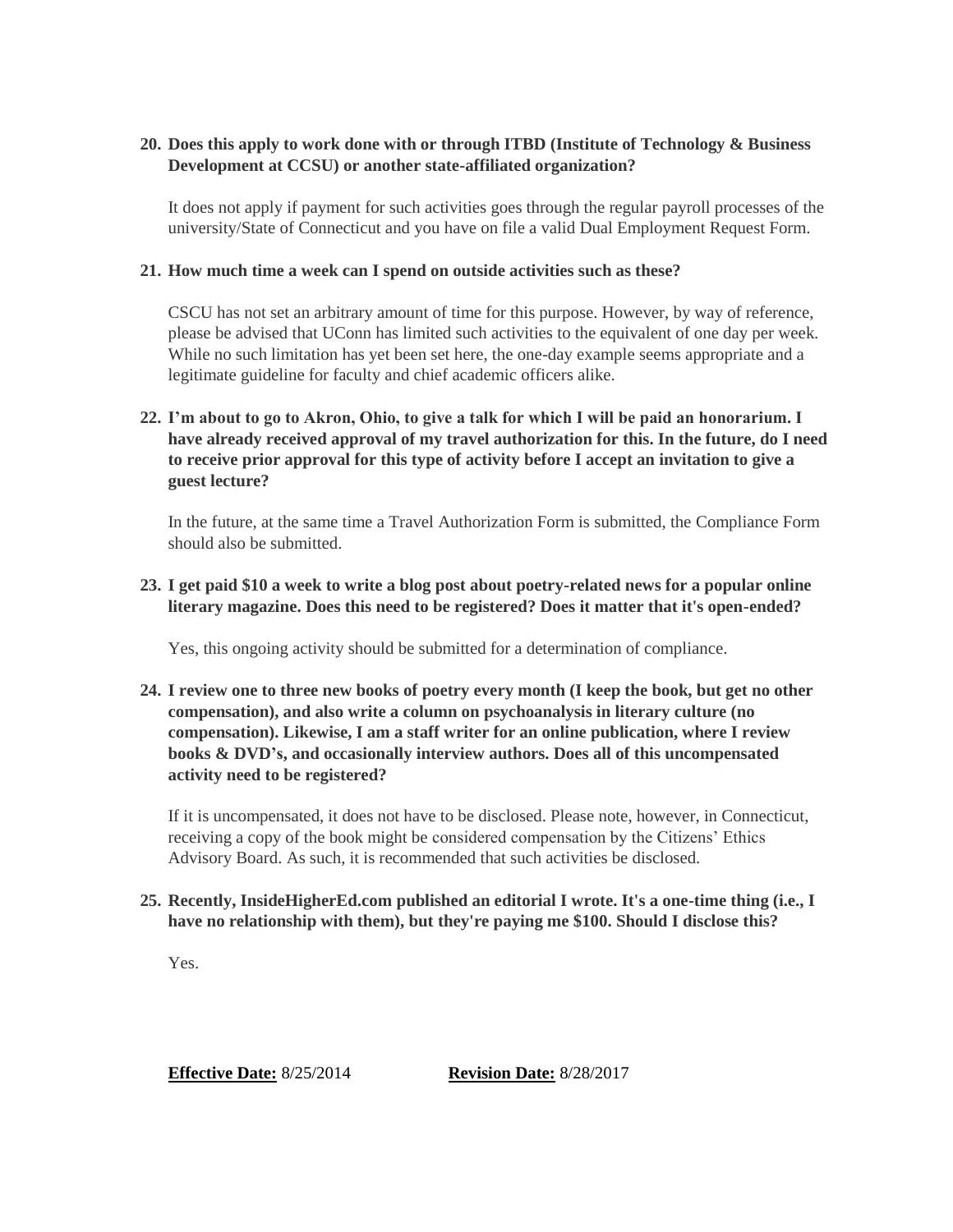20. **Does this apply to work done with or through ITBD (Institute of Technology & Business Development at CCSU) or another state-affiliated organization?**

    It does not apply if payment for such activities goes through the regular payroll processes of the university/State of Connecticut and you have on file a valid Dual Employment Request Form.

21. **How much time a week can I spend on outside activities such as these?**

    CSCU has not set an arbitrary amount of time for this purpose. However, by way of reference, please be advised that UConn has limited such activities to the equivalent of one day per week. While no such limitation has yet been set here, the one-day example seems appropriate and a legitimate guideline for faculty and chief academic officers alike.

22. **I'm about to go to Akron, Ohio, to give a talk for which I will be paid an honorarium. I have already received approval of my travel authorization for this. In the future, do I need to receive prior approval for this type of activity before I accept an invitation to give a guest lecture?**

    In the future, at the same time a Travel Authorization Form is submitted, the Compliance Form should also be submitted.

23. **I get paid $10 a week to write a blog post about poetry-related news for a popular online literary magazine. Does this need to be registered? Does it matter that it's open-ended?**

    Yes, this ongoing activity should be submitted for a determination of compliance.

24. **I review one to three new books of poetry every month (I keep the book, but get no other compensation), and also write a column on psychoanalysis in literary culture (no compensation). Likewise, I am a staff writer for an online publication, where I review books & DVD's, and occasionally interview authors. Does all of this uncompensated activity need to be registered?**

    If it is uncompensated, it does not have to be disclosed. Please note, however, in Connecticut, receiving a copy of the book might be considered compensation by the Citizens' Ethics Advisory Board. As such, it is recommended that such activities be disclosed.

25. **Recently, InsideHigherEd.com published an editorial I wrote. It's a one-time thing (i.e., I have no relationship with them), but they're paying me $100. Should I disclose this?**

    Yes.

**Effective Date:** 8/25/2014 **Revision Date:** 8/28/2017